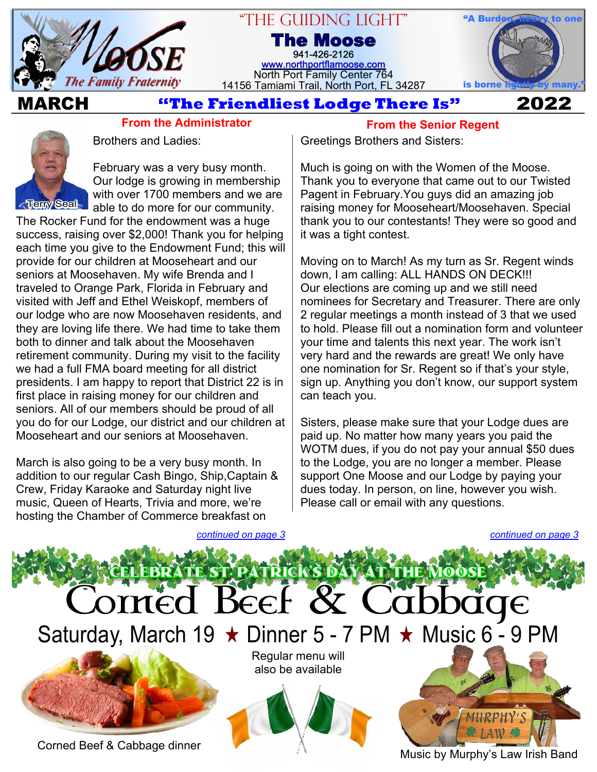# "THE GUIDING LIGHT"

**The Moose**

941-426-2126

www.northportflamoose.com

North Port Family Center 764

14156 Tamiami Trail, North Port, FL 34287

"A Burden, heavy to one is borne lightly by many."

MOOSE — The Family Fraternity

**MARCH** — **"The Friendliest Lodge There Is"** — **2022**

## From the Administrator

Terry Seal

Brothers and Ladies:

February was a very busy month. Our lodge is growing in membership with over 1700 members and we are able to do more for our community. The Rocker Fund for the endowment was a huge success, raising over $2,000! Thank you for helping each time you give to the Endowment Fund; this will provide for our children at Mooseheart and our seniors at Moosehaven. My wife Brenda and I traveled to Orange Park, Florida in February and visited with Jeff and Ethel Weiskopf, members of our lodge who are now Moosehaven residents, and they are loving life there. We had time to take them both to dinner and talk about the Moosehaven retirement community. During my visit to the facility we had a full FMA board meeting for all district presidents. I am happy to report that District 22 is in first place in raising money for our children and seniors. All of our members should be proud of all you do for our Lodge, our district and our children at Mooseheart and our seniors at Moosehaven.

March is also going to be a very busy month. In addition to our regular Cash Bingo, Ship,Captain & Crew, Friday Karaoke and Saturday night live music, Queen of Hearts, Trivia and more, we're hosting the Chamber of Commerce breakfast on

*continued on page 3*

## From the Senior Regent

Greetings Brothers and Sisters:

Much is going on with the Women of the Moose. Thank you to everyone that came out to our Twisted Pagent in February.You guys did an amazing job raising money for Mooseheart/Moosehaven. Special thank you to our contestants! They were so good and it was a tight contest.

Moving on to March! As my turn as Sr. Regent winds down, I am calling: ALL HANDS ON DECK!!! Our elections are coming up and we still need nominees for Secretary and Treasurer. There are only 2 regular meetings a month instead of 3 that we used to hold. Please fill out a nomination form and volunteer your time and talents this next year. The work isn't very hard and the rewards are great! We only have one nomination for Sr. Regent so if that's your style, sign up. Anything you don't know, our support system can teach you.

Sisters, please make sure that your Lodge dues are paid up. No matter how many years you paid the WOTM dues, if you do not pay your annual $50 dues to the Lodge, you are no longer a member. Please support One Moose and our Lodge by paying your dues today. In person, on line, however you wish. Please call or email with any questions.

*continued on page 3*

## CELEBRATE ST. PATRICK'S DAY AT THE MOOSE

# Corned Beef & Cabbage

Saturday, March 19 ★ Dinner 5 - 7 PM ★ Music 6 - 9 PM

Regular menu will also be available

Corned Beef & Cabbage dinner

Music by Murphy's Law Irish Band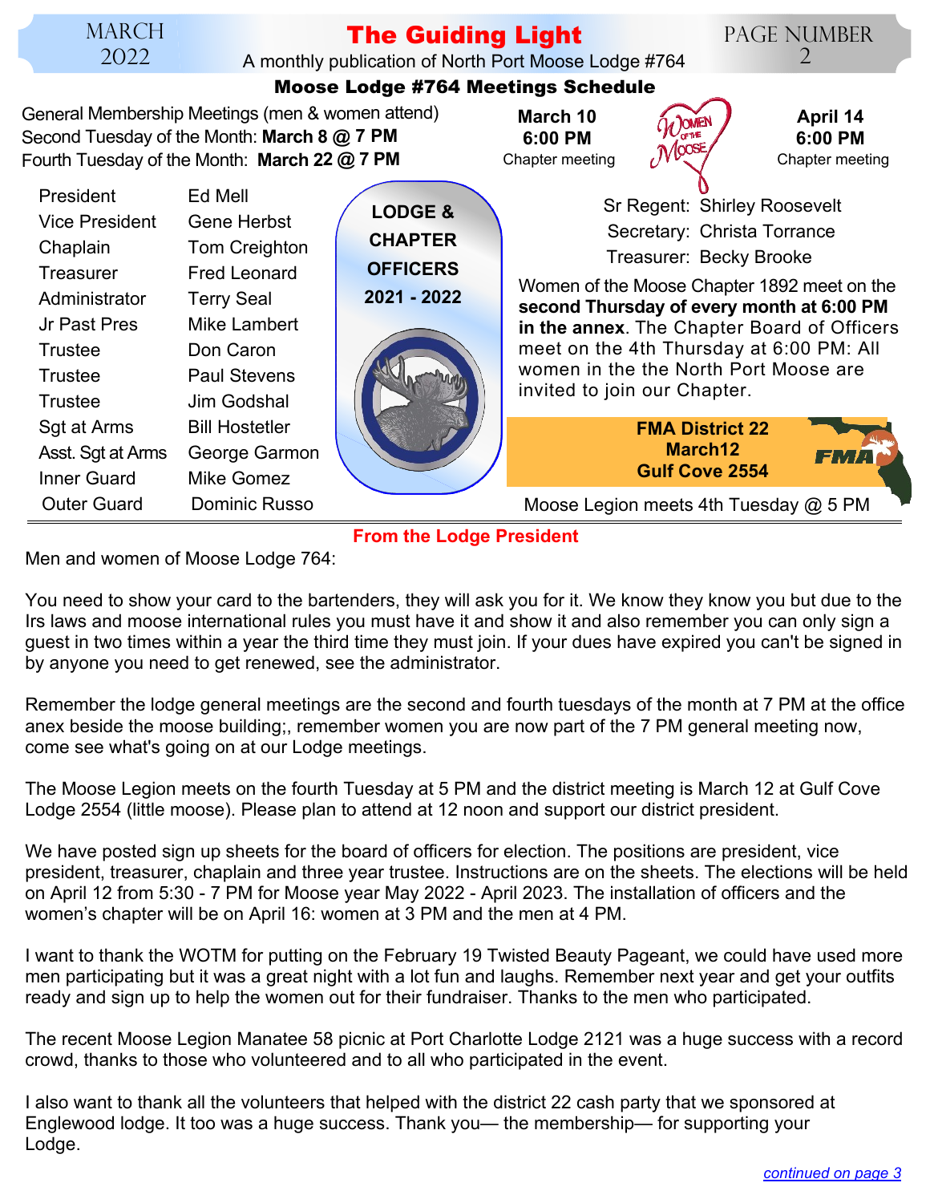## Moose Lodge #764 Meetings Schedule

General Membership Meetings (men & women attend)
Second Tuesday of the Month: **March 8 @ 7 PM**
Fourth Tuesday of the Month: **March 22 @ 7 PM**

**March 10**
**6:00 PM**
Chapter meeting

**April 14**
**6:00 PM**
Chapter meeting

### LODGE & CHAPTER OFFICERS 2021 - 2022

| | |
|---|---|
| President | Ed Mell |
| Vice President | Gene Herbst |
| Chaplain | Tom Creighton |
| Treasurer | Fred Leonard |
| Administrator | Terry Seal |
| Jr Past Pres | Mike Lambert |
| Trustee | Don Caron |
| Trustee | Paul Stevens |
| Trustee | Jim Godshal |
| Sgt at Arms | Bill Hostetler |
| Asst. Sgt at Arms | George Garmon |
| Inner Guard | Mike Gomez |
| Outer Guard | Dominic Russo |

Sr Regent: Shirley Roosevelt
Secretary: Christa Torrance
Treasurer: Becky Brooke

Women of the Moose Chapter 1892 meet on the **second Thursday of every month at 6:00 PM in the annex**. The Chapter Board of Officers meet on the 4th Thursday at 6:00 PM: All women in the the North Port Moose are invited to join our Chapter.

**FMA District 22**
**March12**
**Gulf Cove 2554**

Moose Legion meets 4th Tuesday @ 5 PM

## From the Lodge President

Men and women of Moose Lodge 764:

You need to show your card to the bartenders, they will ask you for it. We know they know you but due to the Irs laws and moose international rules you must have it and show it and also remember you can only sign a guest in two times within a year the third time they must join. If your dues have expired you can't be signed in by anyone you need to get renewed, see the administrator.

Remember the lodge general meetings are the second and fourth tuesdays of the month at 7 PM at the office anex beside the moose building;, remember women you are now part of the 7 PM general meeting now, come see what's going on at our Lodge meetings.

The Moose Legion meets on the fourth Tuesday at 5 PM and the district meeting is March 12 at Gulf Cove Lodge 2554 (little moose). Please plan to attend at 12 noon and support our district president.

We have posted sign up sheets for the board of officers for election. The positions are president, vice president, treasurer, chaplain and three year trustee. Instructions are on the sheets. The elections will be held on April 12 from 5:30 - 7 PM for Moose year May 2022 - April 2023. The installation of officers and the women's chapter will be on April 16: women at 3 PM and the men at 4 PM.

I want to thank the WOTM for putting on the February 19 Twisted Beauty Pageant, we could have used more men participating but it was a great night with a lot fun and laughs. Remember next year and get your outfits ready and sign up to help the women out for their fundraiser. Thanks to the men who participated.

The recent Moose Legion Manatee 58 picnic at Port Charlotte Lodge 2121 was a huge success with a record crowd, thanks to those who volunteered and to all who participated in the event.

I also want to thank all the volunteers that helped with the district 22 cash party that we sponsored at Englewood lodge. It too was a huge success. Thank you— the membership— for supporting your Lodge.

*continued on page 3*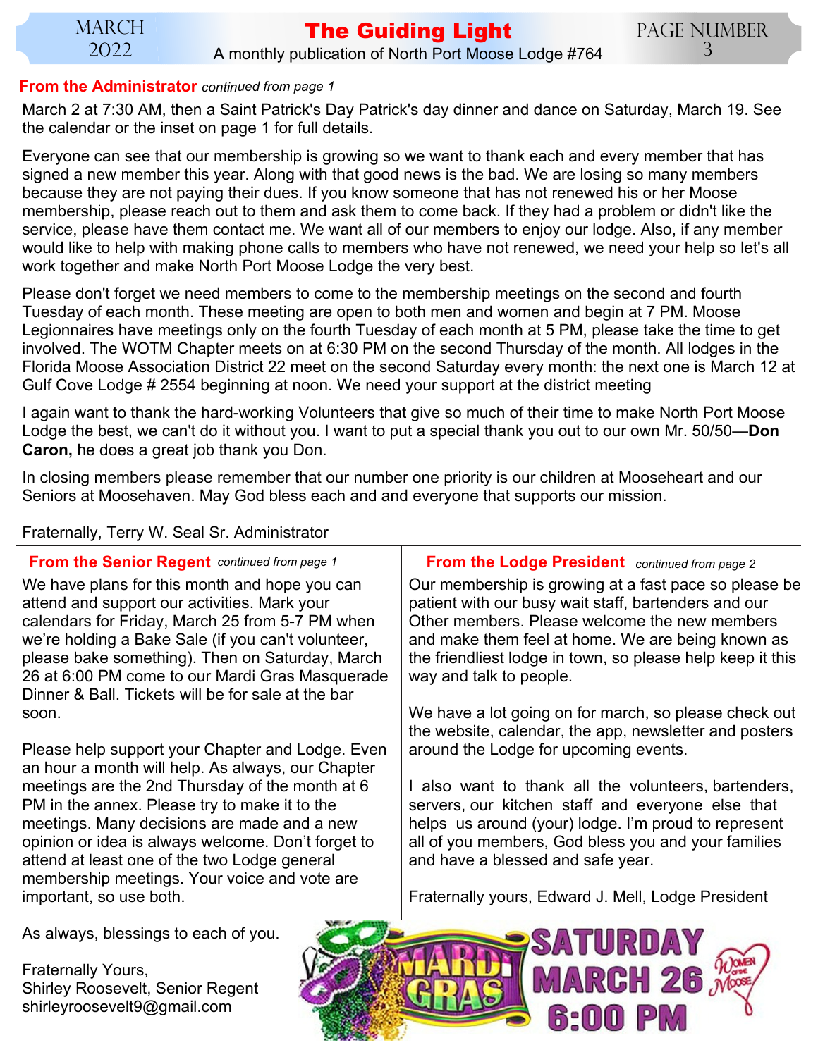## From the Administrator *continued from page 1*

March 2 at 7:30 AM, then a Saint Patrick's Day Patrick's day dinner and dance on Saturday, March 19. See the calendar or the inset on page 1 for full details.

Everyone can see that our membership is growing so we want to thank each and every member that has signed a new member this year. Along with that good news is the bad. We are losing so many members because they are not paying their dues. If you know someone that has not renewed his or her Moose membership, please reach out to them and ask them to come back. If they had a problem or didn't like the service, please have them contact me. We want all of our members to enjoy our lodge. Also, if any member would like to help with making phone calls to members who have not renewed, we need your help so let's all work together and make North Port Moose Lodge the very best.

Please don't forget we need members to come to the membership meetings on the second and fourth Tuesday of each month. These meeting are open to both men and women and begin at 7 PM. Moose Legionnaires have meetings only on the fourth Tuesday of each month at 5 PM, please take the time to get involved. The WOTM Chapter meets on at 6:30 PM on the second Thursday of the month. All lodges in the Florida Moose Association District 22 meet on the second Saturday every month: the next one is March 12 at Gulf Cove Lodge # 2554 beginning at noon. We need your support at the district meeting

I again want to thank the hard-working Volunteers that give so much of their time to make North Port Moose Lodge the best, we can't do it without you. I want to put a special thank you out to our own Mr. 50/50—**Don Caron,** he does a great job thank you Don.

In closing members please remember that our number one priority is our children at Mooseheart and our Seniors at Moosehaven. May God bless each and and everyone that supports our mission.

Fraternally, Terry W. Seal Sr. Administrator

## From the Senior Regent *continued from page 1*

We have plans for this month and hope you can attend and support our activities. Mark your calendars for Friday, March 25 from 5-7 PM when we're holding a Bake Sale (if you can't volunteer, please bake something). Then on Saturday, March 26 at 6:00 PM come to our Mardi Gras Masquerade Dinner & Ball. Tickets will be for sale at the bar soon.

Please help support your Chapter and Lodge. Even an hour a month will help. As always, our Chapter meetings are the 2nd Thursday of the month at 6 PM in the annex. Please try to make it to the meetings. Many decisions are made and a new opinion or idea is always welcome. Don't forget to attend at least one of the two Lodge general membership meetings. Your voice and vote are important, so use both.

As always, blessings to each of you.

Fraternally Yours,
Shirley Roosevelt, Senior Regent
shirleyroosevelt9@gmail.com

## From the Lodge President *continued from page 2*

Our membership is growing at a fast pace so please be patient with our busy wait staff, bartenders and our Other members. Please welcome the new members and make them feel at home. We are being known as the friendliest lodge in town, so please help keep it this way and talk to people.

We have a lot going on for march, so please check out the website, calendar, the app, newsletter and posters around the Lodge for upcoming events.

I also want to thank all the volunteers, bartenders, servers, our kitchen staff and everyone else that helps us around (your) lodge. I'm proud to represent all of you members, God bless you and your families and have a blessed and safe year.

Fraternally yours, Edward J. Mell, Lodge President

MARDI GRAS
SATURDAY
MARCH 26
6:00 PM
Women of the Moose